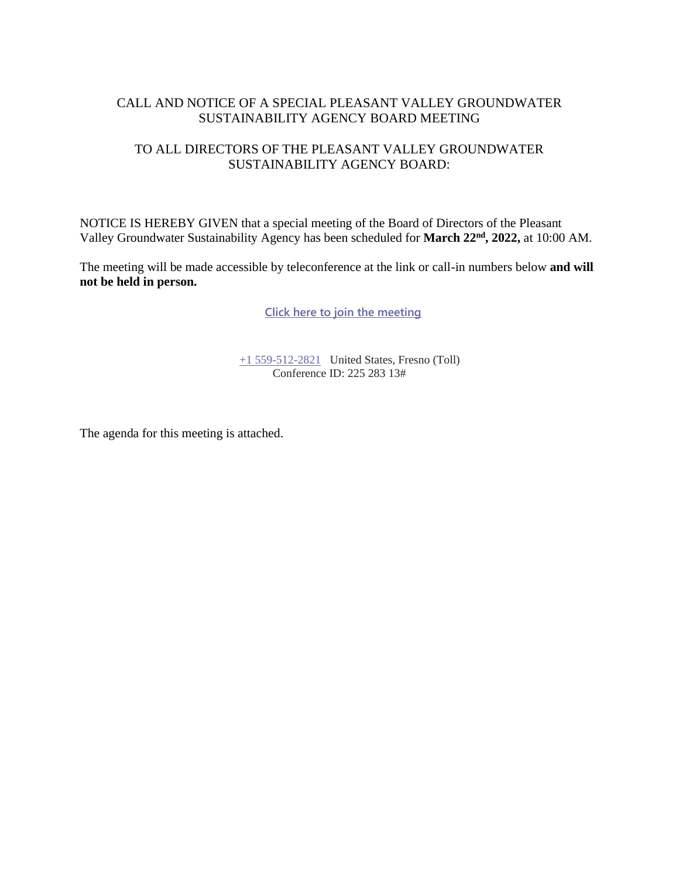CALL AND NOTICE OF A SPECIAL PLEASANT VALLEY GROUNDWATER SUSTAINABILITY AGENCY BOARD MEETING

TO ALL DIRECTORS OF THE PLEASANT VALLEY GROUNDWATER SUSTAINABILITY AGENCY BOARD:

NOTICE IS HEREBY GIVEN that a special meeting of the Board of Directors of the Pleasant Valley Groundwater Sustainability Agency has been scheduled for **March 22nd, 2022,** at 10:00 AM.

The meeting will be made accessible by teleconference at the link or call-in numbers below **and will not be held in person.**

Click here to join the meeting

+1 559-512-2821 United States, Fresno (Toll)
Conference ID: 225 283 13#

The agenda for this meeting is attached.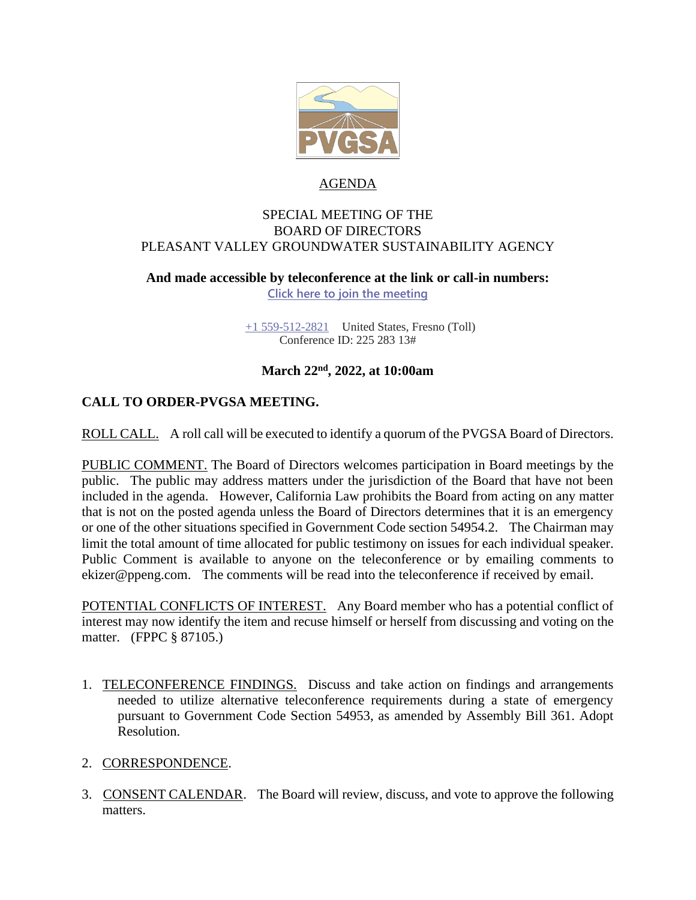## AGENDA

SPECIAL MEETING OF THE
BOARD OF DIRECTORS
PLEASANT VALLEY GROUNDWATER SUSTAINABILITY AGENCY

**And made accessible by teleconference at the link or call-in numbers:**

Click here to join the meeting

+1 559-512-2821 United States, Fresno (Toll)
Conference ID: 225 283 13#

**March 22nd, 2022, at 10:00am**

**CALL TO ORDER-PVGSA MEETING.**

ROLL CALL. A roll call will be executed to identify a quorum of the PVGSA Board of Directors.

PUBLIC COMMENT. The Board of Directors welcomes participation in Board meetings by the public. The public may address matters under the jurisdiction of the Board that have not been included in the agenda. However, California Law prohibits the Board from acting on any matter that is not on the posted agenda unless the Board of Directors determines that it is an emergency or one of the other situations specified in Government Code section 54954.2. The Chairman may limit the total amount of time allocated for public testimony on issues for each individual speaker. Public Comment is available to anyone on the teleconference or by emailing comments to ekizer@ppeng.com. The comments will be read into the teleconference if received by email.

POTENTIAL CONFLICTS OF INTEREST. Any Board member who has a potential conflict of interest may now identify the item and recuse himself or herself from discussing and voting on the matter. (FPPC § 87105.)

1. TELECONFERENCE FINDINGS. Discuss and take action on findings and arrangements needed to utilize alternative teleconference requirements during a state of emergency pursuant to Government Code Section 54953, as amended by Assembly Bill 361. Adopt Resolution.

2. CORRESPONDENCE.

3. CONSENT CALENDAR. The Board will review, discuss, and vote to approve the following matters.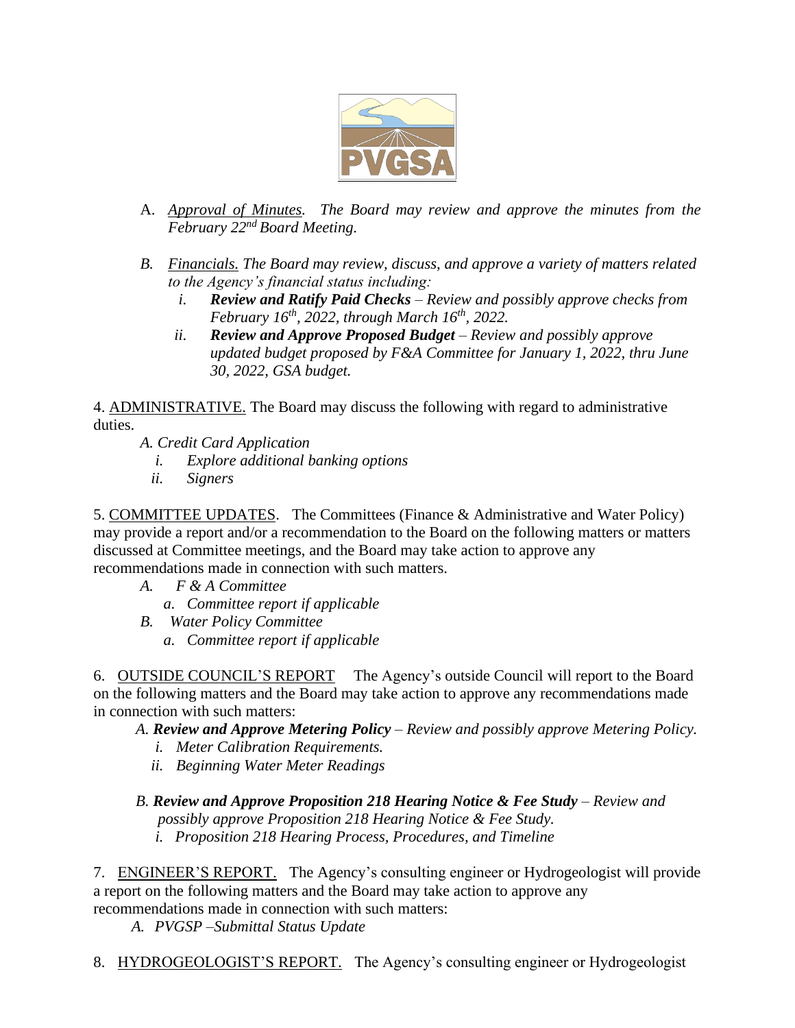A. *<u>Approval of Minutes</u>. The Board may review and approve the minutes from the February 22nd Board Meeting.*

*B. <u>Financials.</u> The Board may review, discuss, and approve a variety of matters related to the Agency's financial status including:*

   *i. **Review and Ratify Paid Checks** – Review and possibly approve checks from February 16th, 2022, through March 16th, 2022.*

   *ii. **Review and Approve Proposed Budget** – Review and possibly approve updated budget proposed by F&A Committee for January 1, 2022, thru June 30, 2022, GSA budget.*

4. <u>ADMINISTRATIVE.</u> The Board may discuss the following with regard to administrative duties.

   *A. Credit Card Application*

      *i. Explore additional banking options*

      *ii. Signers*

5. <u>COMMITTEE UPDATES</u>. The Committees (Finance & Administrative and Water Policy) may provide a report and/or a recommendation to the Board on the following matters or matters discussed at Committee meetings, and the Board may take action to approve any recommendations made in connection with such matters.

   *A. F & A Committee*

      *a. Committee report if applicable*

   *B. Water Policy Committee*

      *a. Committee report if applicable*

6. <u>OUTSIDE COUNCIL'S REPORT</u> The Agency's outside Council will report to the Board on the following matters and the Board may take action to approve any recommendations made in connection with such matters:

   *A. **Review and Approve Metering Policy** – Review and possibly approve Metering Policy.*

      *i. Meter Calibration Requirements.*

      *ii. Beginning Water Meter Readings*

   *B. **Review and Approve Proposition 218 Hearing Notice & Fee Study** – Review and possibly approve Proposition 218 Hearing Notice & Fee Study.*

      *i. Proposition 218 Hearing Process, Procedures, and Timeline*

7. <u>ENGINEER'S REPORT</u>. The Agency's consulting engineer or Hydrogeologist will provide a report on the following matters and the Board may take action to approve any recommendations made in connection with such matters:

   *A. PVGSP –Submittal Status Update*

8. <u>HYDROGEOLOGIST'S REPORT.</u> The Agency's consulting engineer or Hydrogeologist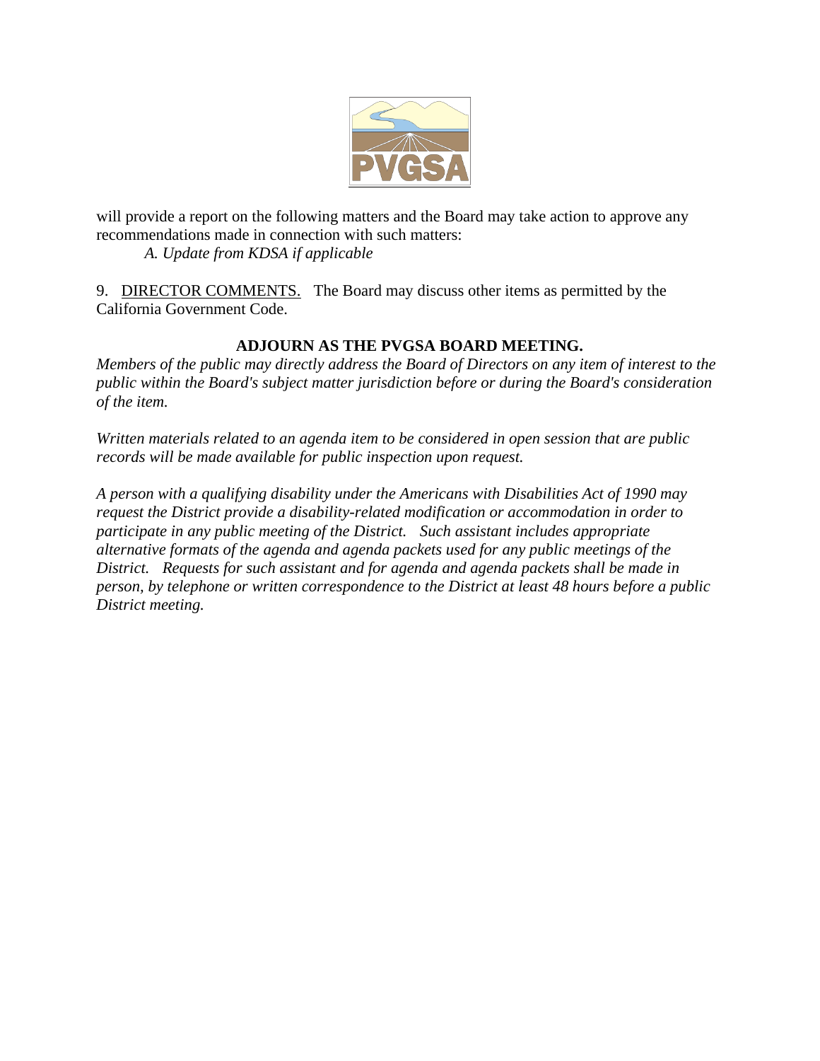will provide a report on the following matters and the Board may take action to approve any recommendations made in connection with such matters:

*A. Update from KDSA if applicable*

9. DIRECTOR COMMENTS. The Board may discuss other items as permitted by the California Government Code.

**ADJOURN AS THE PVGSA BOARD MEETING.**

*Members of the public may directly address the Board of Directors on any item of interest to the public within the Board's subject matter jurisdiction before or during the Board's consideration of the item.*

*Written materials related to an agenda item to be considered in open session that are public records will be made available for public inspection upon request.*

*A person with a qualifying disability under the Americans with Disabilities Act of 1990 may request the District provide a disability-related modification or accommodation in order to participate in any public meeting of the District. Such assistant includes appropriate alternative formats of the agenda and agenda packets used for any public meetings of the District. Requests for such assistant and for agenda and agenda packets shall be made in person, by telephone or written correspondence to the District at least 48 hours before a public District meeting.*